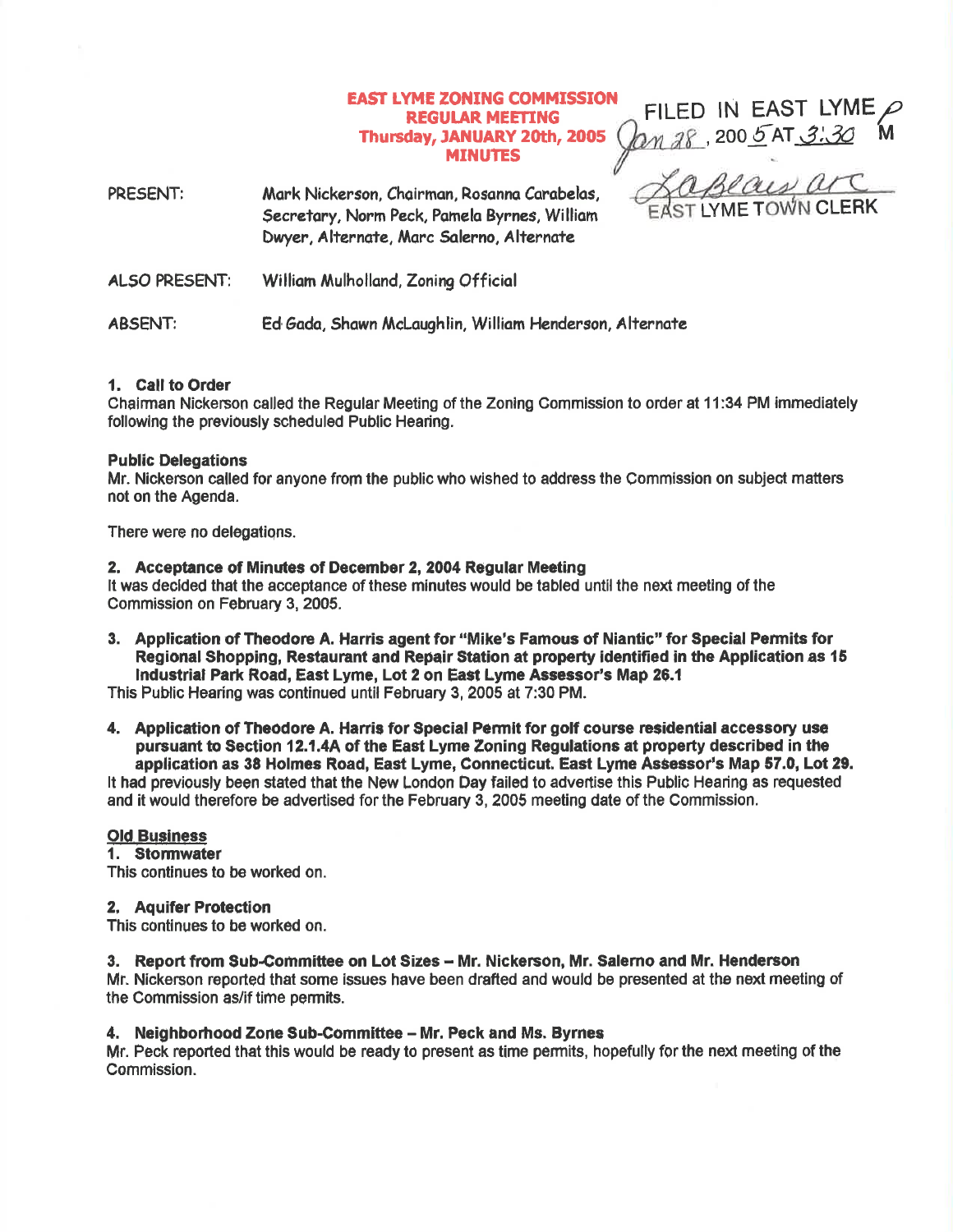# EAST LYME ZONING COMMISSION
## REGULAR MEETING
## Thursday, JANUARY 20th, 2005
## MINUTES

FILED IN EAST LYME Jan 28, 2005 AT 3:30 PM

EAST LYME TOWN CLERK

PRESENT: Mark Nickerson, Chairman, Rosanna Carabelas, Secretary, Norm Peck, Pamela Byrnes, William Dwyer, Alternate, Marc Salerno, Alternate

ALSO PRESENT: William Mulholland, Zoning Official

ABSENT: Ed Gada, Shawn McLaughlin, William Henderson, Alternate

**1. Call to Order**

Chairman Nickerson called the Regular Meeting of the Zoning Commission to order at 11:34 PM immediately following the previously scheduled Public Hearing.

**Public Delegations**

Mr. Nickerson called for anyone from the public who wished to address the Commission on subject matters not on the Agenda.

There were no delegations.

**2. Acceptance of Minutes of December 2, 2004 Regular Meeting**

It was decided that the acceptance of these minutes would be tabled until the next meeting of the Commission on February 3, 2005.

**3. Application of Theodore A. Harris agent for "Mike's Famous of Niantic" for Special Permits for Regional Shopping, Restaurant and Repair Station at property identified in the Application as 15 Industrial Park Road, East Lyme, Lot 2 on East Lyme Assessor's Map 26.1**

This Public Hearing was continued until February 3, 2005 at 7:30 PM.

**4. Application of Theodore A. Harris for Special Permit for golf course residential accessory use pursuant to Section 12.1.4A of the East Lyme Zoning Regulations at property described in the application as 38 Holmes Road, East Lyme, Connecticut. East Lyme Assessor's Map 57.0, Lot 29.**

It had previously been stated that the New London Day failed to advertise this Public Hearing as requested and it would therefore be advertised for the February 3, 2005 meeting date of the Commission.

**<u>Old Business</u>**

**1. Stormwater**

This continues to be worked on.

**2. Aquifer Protection**

This continues to be worked on.

**3. Report from Sub-Committee on Lot Sizes – Mr. Nickerson, Mr. Salerno and Mr. Henderson**

Mr. Nickerson reported that some issues have been drafted and would be presented at the next meeting of the Commission as/if time permits.

**4. Neighborhood Zone Sub-Committee – Mr. Peck and Ms. Byrnes**

Mr. Peck reported that this would be ready to present as time permits, hopefully for the next meeting of the Commission.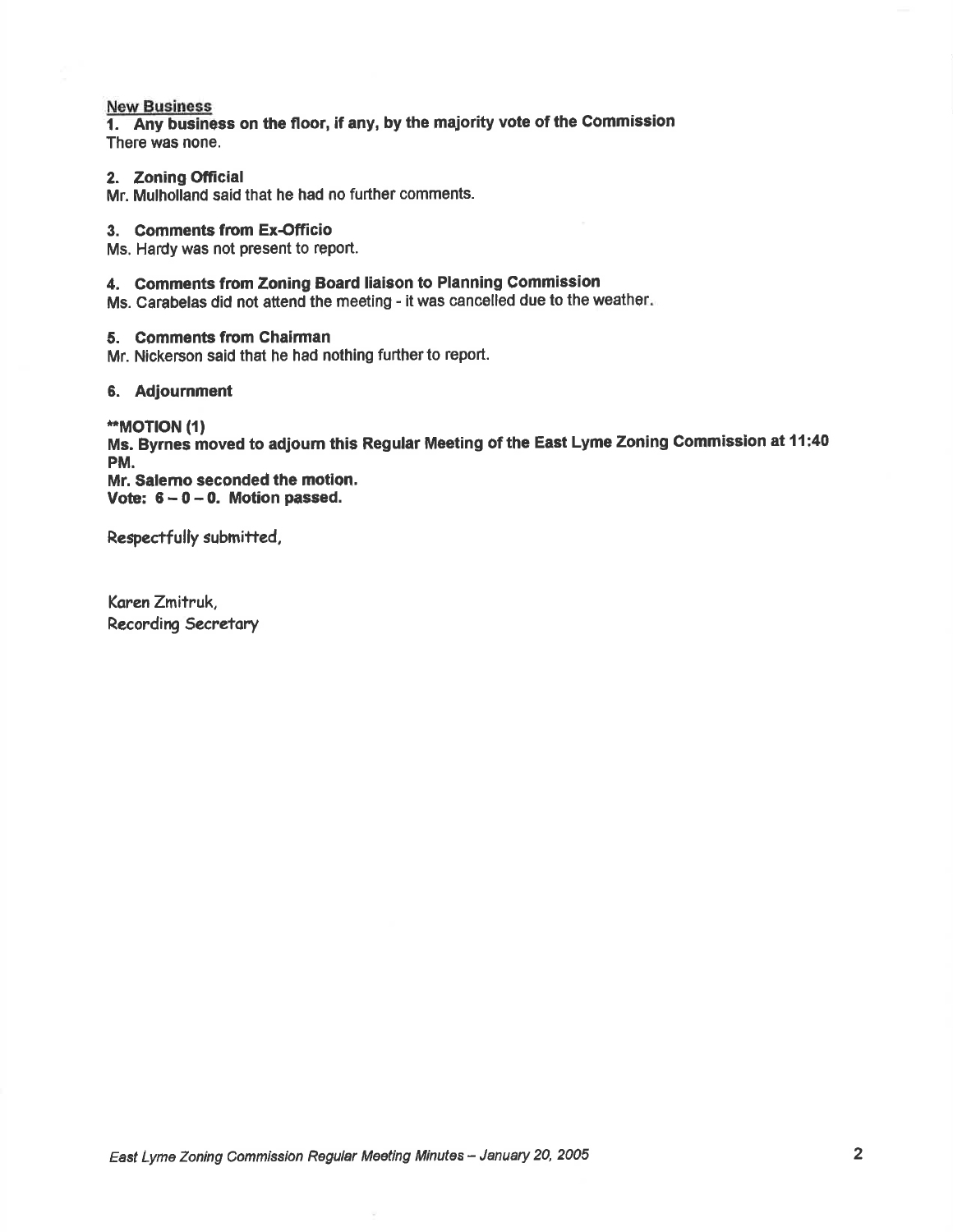New Business

**1. Any business on the floor, if any, by the majority vote of the Commission**
There was none.

**2. Zoning Official**
Mr. Mulholland said that he had no further comments.

**3. Comments from Ex-Officio**
Ms. Hardy was not present to report.

**4. Comments from Zoning Board liaison to Planning Commission**
Ms. Carabelas did not attend the meeting - it was cancelled due to the weather.

**5. Comments from Chairman**
Mr. Nickerson said that he had nothing further to report.

**6. Adjournment**

****MOTION (1)**
**Ms. Byrnes moved to adjourn this Regular Meeting of the East Lyme Zoning Commission at 11:40 PM.**
**Mr. Salerno seconded the motion.**
**Vote: 6 – 0 – 0. Motion passed.**

Respectfully submitted,

Karen Zmitruk,
Recording Secretary